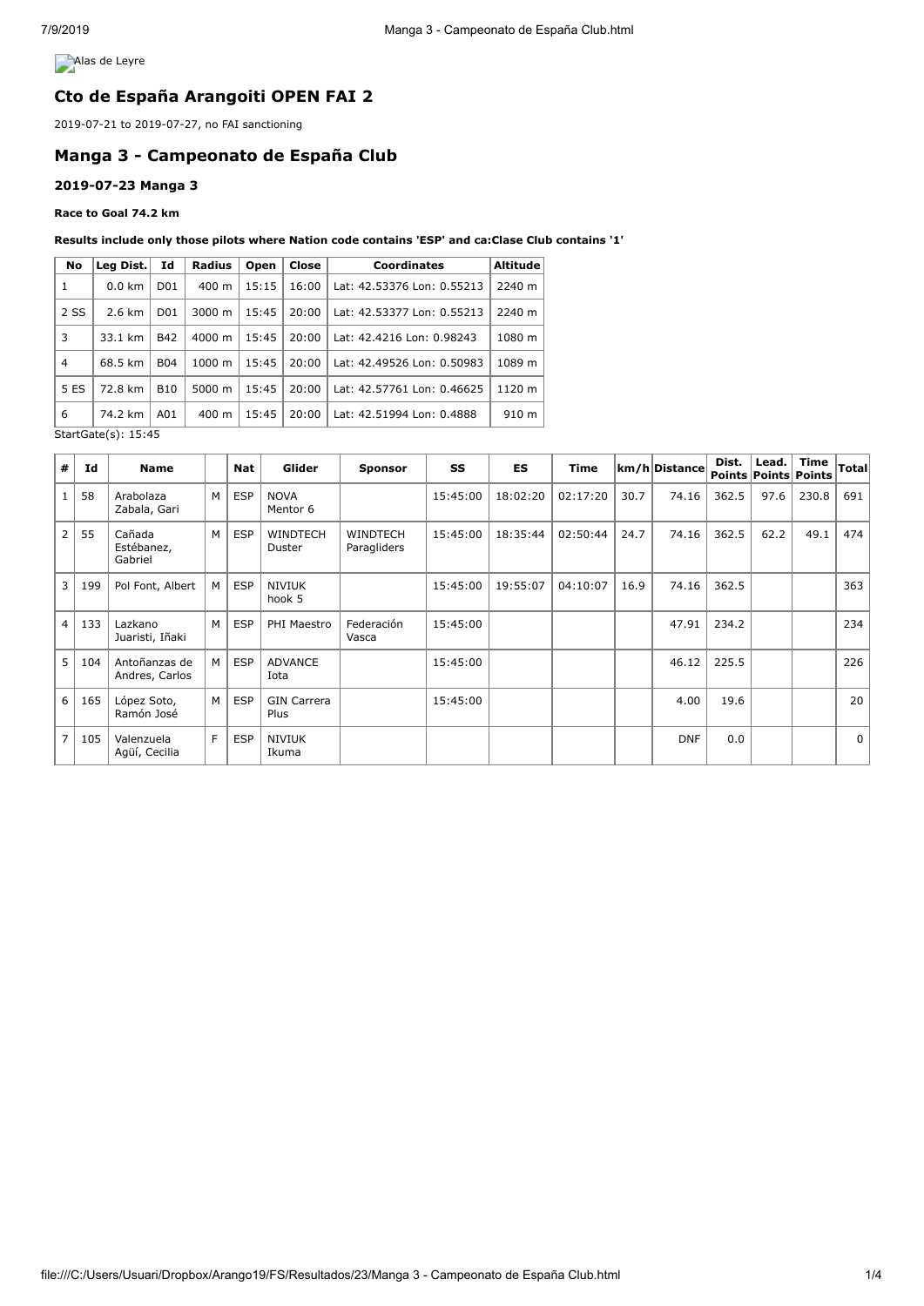Alas de Leyre

## Cto de España Arangoiti OPEN FAI 2

2019-07-21 to 2019-07-27, no FAI sanctioning

## Manga 3 - Campeonato de España Club

### 2019-07-23 Manga 3

**Race to Goal 74.2 km**

**Results include only those pilots where Nation code contains 'ESP' and ca:Clase Club contains '1'**

| No | Leg Dist. | Id | Radius | Open | Close | Coordinates | Altitude |
|---|---|---|---|---|---|---|---|
| 1 | 0.0 km | D01 | 400 m | 15:15 | 16:00 | Lat: 42.53376 Lon: 0.55213 | 2240 m |
| 2 SS | 2.6 km | D01 | 3000 m | 15:45 | 20:00 | Lat: 42.53377 Lon: 0.55213 | 2240 m |
| 3 | 33.1 km | B42 | 4000 m | 15:45 | 20:00 | Lat: 42.4216 Lon: 0.98243 | 1080 m |
| 4 | 68.5 km | B04 | 1000 m | 15:45 | 20:00 | Lat: 42.49526 Lon: 0.50983 | 1089 m |
| 5 ES | 72.8 km | B10 | 5000 m | 15:45 | 20:00 | Lat: 42.57761 Lon: 0.46625 | 1120 m |
| 6 | 74.2 km | A01 | 400 m | 15:45 | 20:00 | Lat: 42.51994 Lon: 0.4888 | 910 m |

StartGate(s): 15:45

| # | Id | Name | | Nat | Glider | Sponsor | SS | ES | Time | km/h | Distance | Dist. Points | Lead. Points | Time Points | Total |
|---|---|---|---|---|---|---|---|---|---|---|---|---|---|---|---|
| 1 | 58 | Arabolaza Zabala, Gari | M | ESP | NOVA Mentor 6 | | 15:45:00 | 18:02:20 | 02:17:20 | 30.7 | 74.16 | 362.5 | 97.6 | 230.8 | 691 |
| 2 | 55 | Cañada Estébanez, Gabriel | M | ESP | WINDTECH Duster | WINDTECH Paragliders | 15:45:00 | 18:35:44 | 02:50:44 | 24.7 | 74.16 | 362.5 | 62.2 | 49.1 | 474 |
| 3 | 199 | Pol Font, Albert | M | ESP | NIVIUK hook 5 | | 15:45:00 | 19:55:07 | 04:10:07 | 16.9 | 74.16 | 362.5 | | | 363 |
| 4 | 133 | Lazkano Juaristi, Iñaki | M | ESP | PHI Maestro | Federación Vasca | 15:45:00 | | | | 47.91 | 234.2 | | | 234 |
| 5 | 104 | Antoñanzas de Andres, Carlos | M | ESP | ADVANCE Iota | | 15:45:00 | | | | 46.12 | 225.5 | | | 226 |
| 6 | 165 | López Soto, Ramón José | M | ESP | GIN Carrera Plus | | 15:45:00 | | | | 4.00 | 19.6 | | | 20 |
| 7 | 105 | Valenzuela Agüí, Cecilia | F | ESP | NIVIUK Ikuma | | | | | | DNF | 0.0 | | | 0 |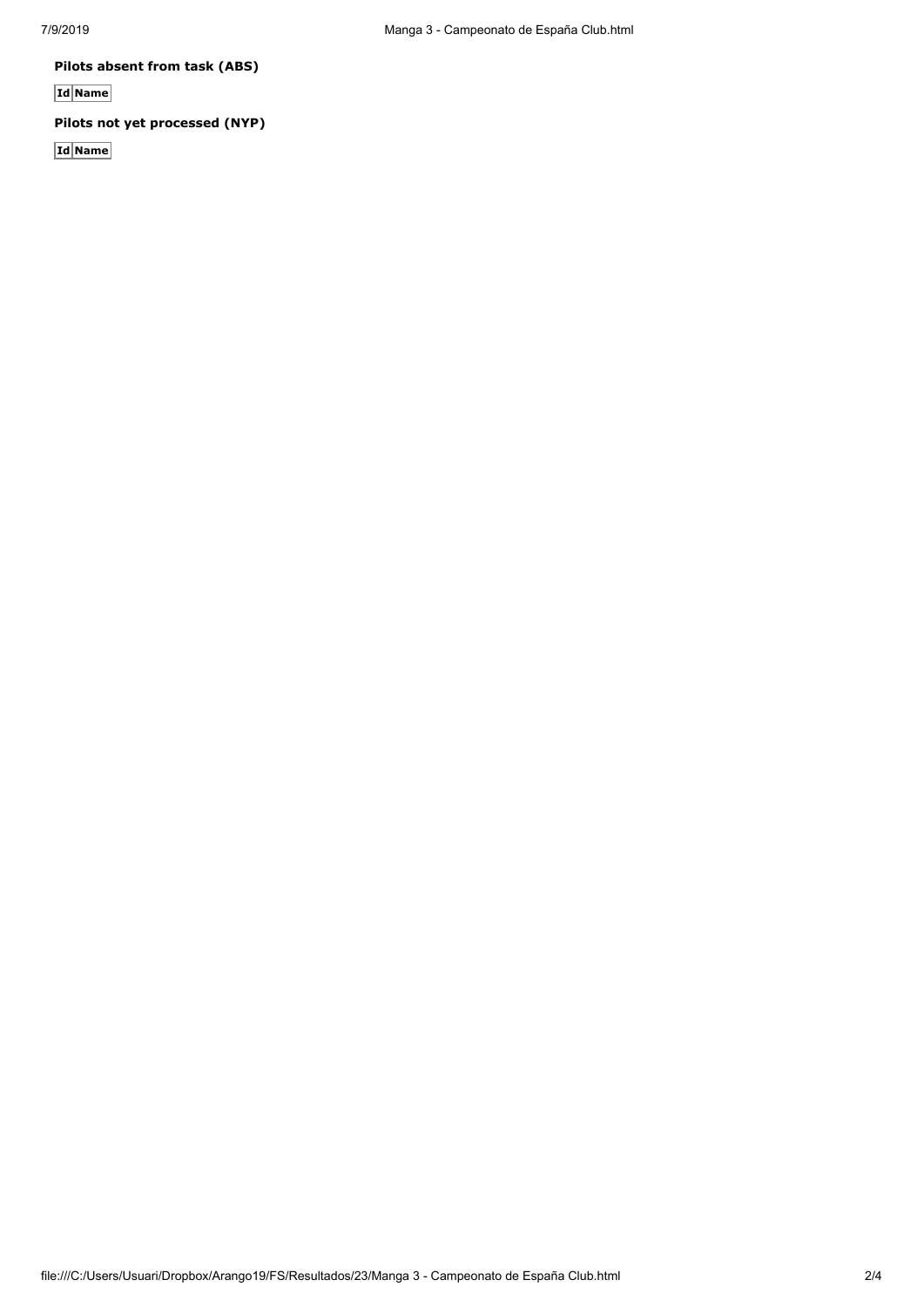**Pilots absent from task (ABS)**

| Id | Name |
|---|---|

**Pilots not yet processed (NYP)**

| Id | Name |
|---|---|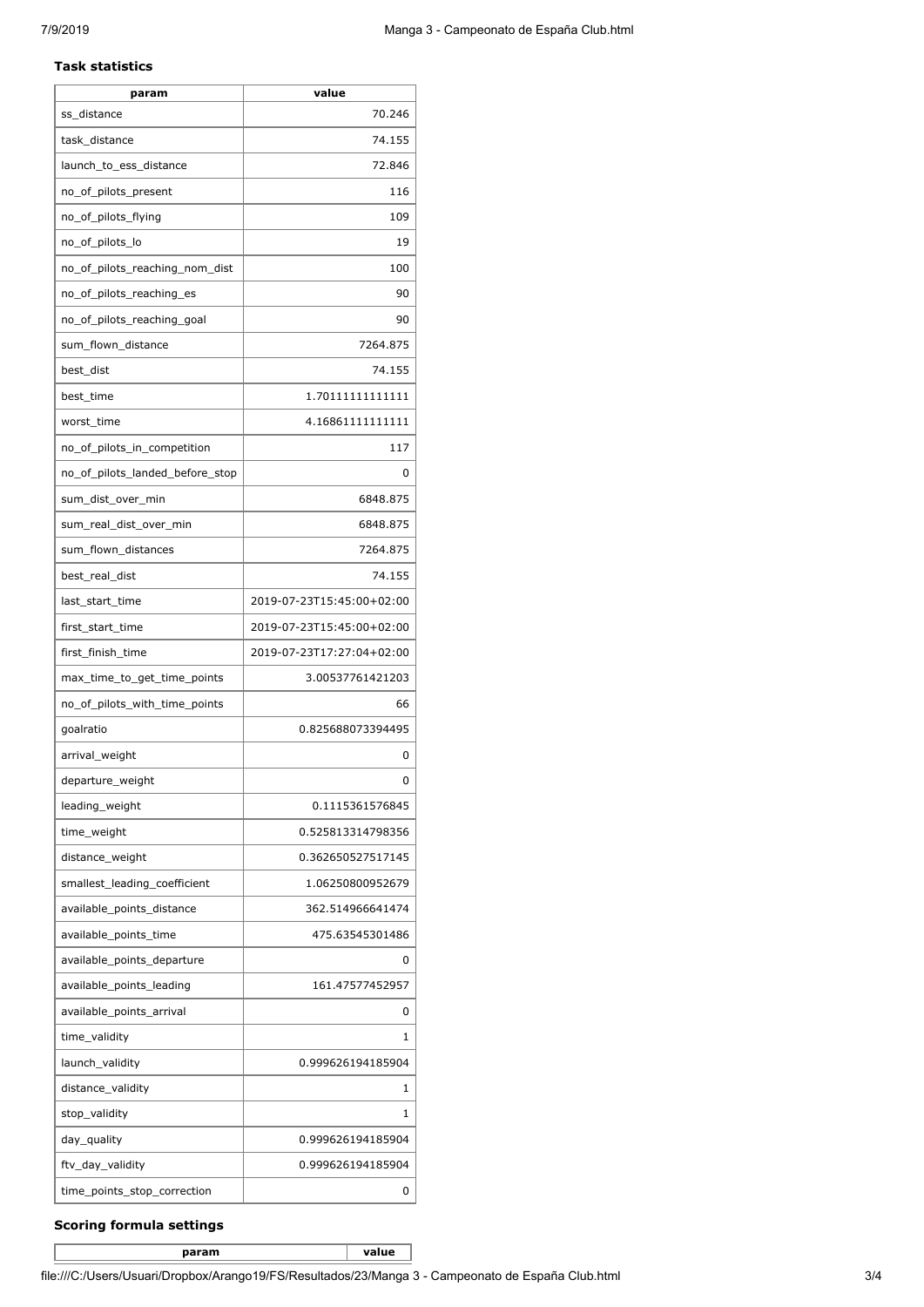### Task statistics

| param | value |
|---|---|
| ss_distance | 70.246 |
| task_distance | 74.155 |
| launch_to_ess_distance | 72.846 |
| no_of_pilots_present | 116 |
| no_of_pilots_flying | 109 |
| no_of_pilots_lo | 19 |
| no_of_pilots_reaching_nom_dist | 100 |
| no_of_pilots_reaching_es | 90 |
| no_of_pilots_reaching_goal | 90 |
| sum_flown_distance | 7264.875 |
| best_dist | 74.155 |
| best_time | 1.70111111111111 |
| worst_time | 4.16861111111111 |
| no_of_pilots_in_competition | 117 |
| no_of_pilots_landed_before_stop | 0 |
| sum_dist_over_min | 6848.875 |
| sum_real_dist_over_min | 6848.875 |
| sum_flown_distances | 7264.875 |
| best_real_dist | 74.155 |
| last_start_time | 2019-07-23T15:45:00+02:00 |
| first_start_time | 2019-07-23T15:45:00+02:00 |
| first_finish_time | 2019-07-23T17:27:04+02:00 |
| max_time_to_get_time_points | 3.00537761421203 |
| no_of_pilots_with_time_points | 66 |
| goalratio | 0.825688073394495 |
| arrival_weight | 0 |
| departure_weight | 0 |
| leading_weight | 0.1115361576845 |
| time_weight | 0.525813314798356 |
| distance_weight | 0.362650527517145 |
| smallest_leading_coefficient | 1.06250800952679 |
| available_points_distance | 362.514966641474 |
| available_points_time | 475.63545301486 |
| available_points_departure | 0 |
| available_points_leading | 161.47577452957 |
| available_points_arrival | 0 |
| time_validity | 1 |
| launch_validity | 0.999626194185904 |
| distance_validity | 1 |
| stop_validity | 1 |
| day_quality | 0.999626194185904 |
| ftv_day_validity | 0.999626194185904 |
| time_points_stop_correction | 0 |

### Scoring formula settings

| param | value |
|---|---|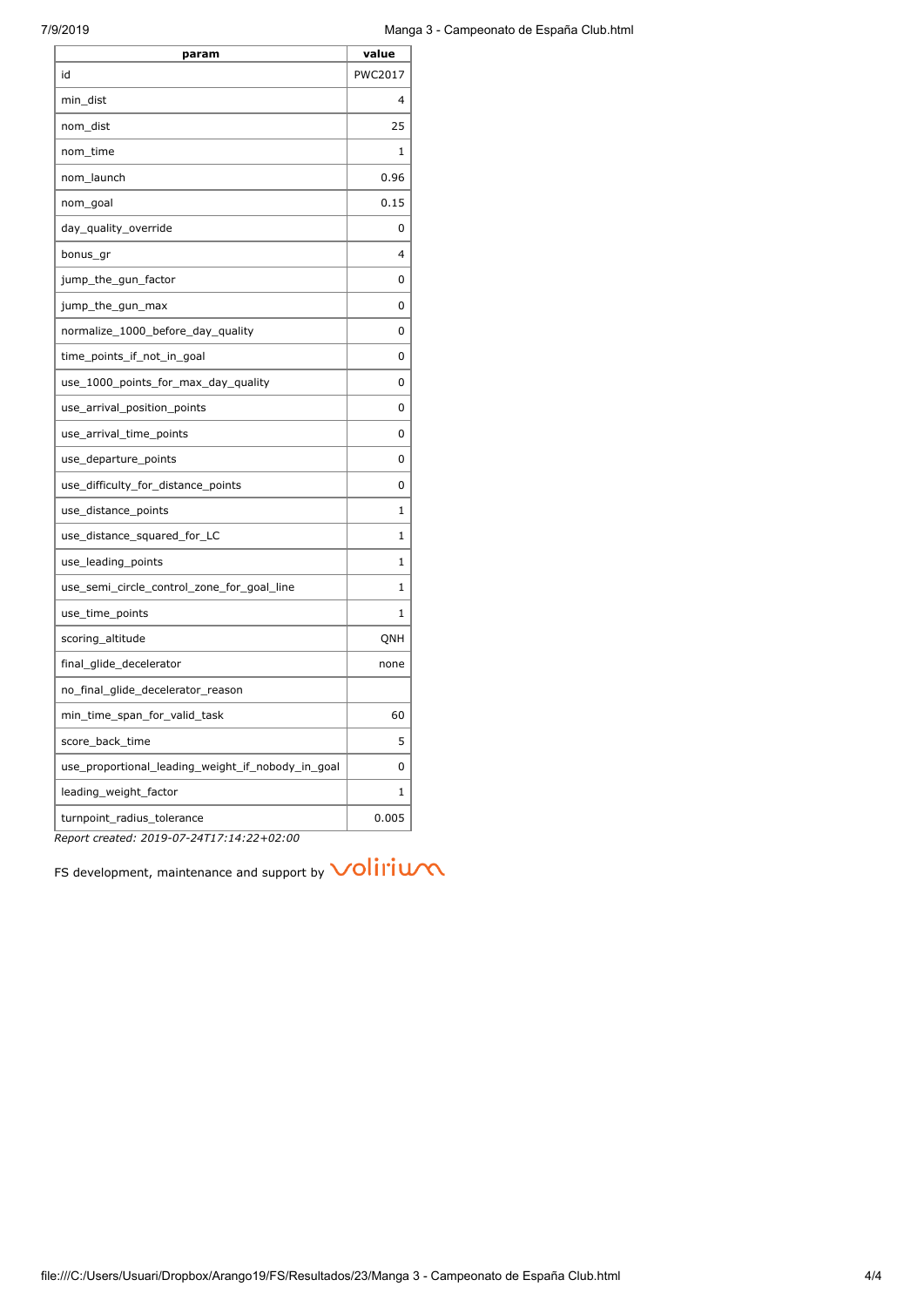| param | value |
|---|---|
| id | PWC2017 |
| min_dist | 4 |
| nom_dist | 25 |
| nom_time | 1 |
| nom_launch | 0.96 |
| nom_goal | 0.15 |
| day_quality_override | 0 |
| bonus_gr | 4 |
| jump_the_gun_factor | 0 |
| jump_the_gun_max | 0 |
| normalize_1000_before_day_quality | 0 |
| time_points_if_not_in_goal | 0 |
| use_1000_points_for_max_day_quality | 0 |
| use_arrival_position_points | 0 |
| use_arrival_time_points | 0 |
| use_departure_points | 0 |
| use_difficulty_for_distance_points | 0 |
| use_distance_points | 1 |
| use_distance_squared_for_LC | 1 |
| use_leading_points | 1 |
| use_semi_circle_control_zone_for_goal_line | 1 |
| use_time_points | 1 |
| scoring_altitude | QNH |
| final_glide_decelerator | none |
| no_final_glide_decelerator_reason | |
| min_time_span_for_valid_task | 60 |
| score_back_time | 5 |
| use_proportional_leading_weight_if_nobody_in_goal | 0 |
| leading_weight_factor | 1 |
| turnpoint_radius_tolerance | 0.005 |

*Report created: 2019-07-24T17:14:22+02:00*

FS development, maintenance and support by volirium